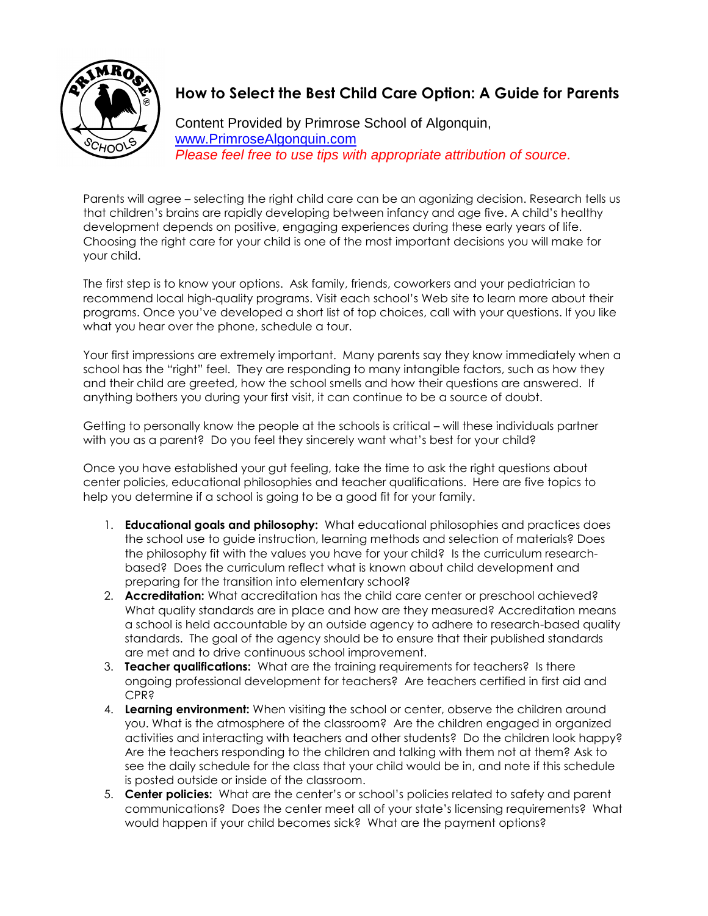# How to Select the Best Child Care Option: A Guide for Parents

Content Provided by Primrose School of Algonquin, [www.PrimroseAlgonquin.com](http://www.PrimroseAlgonquin.com)

*Please feel free to use tips with appropriate attribution of source.*

Parents will agree – selecting the right child care can be an agonizing decision. Research tells us that children's brains are rapidly developing between infancy and age five. A child's healthy development depends on positive, engaging experiences during these early years of life. Choosing the right care for your child is one of the most important decisions you will make for your child.

The first step is to know your options. Ask family, friends, coworkers and your pediatrician to recommend local high-quality programs. Visit each school's Web site to learn more about their programs. Once you've developed a short list of top choices, call with your questions. If you like what you hear over the phone, schedule a tour.

Your first impressions are extremely important. Many parents say they know immediately when a school has the "right" feel. They are responding to many intangible factors, such as how they and their child are greeted, how the school smells and how their questions are answered. If anything bothers you during your first visit, it can continue to be a source of doubt.

Getting to personally know the people at the schools is critical – will these individuals partner with you as a parent? Do you feel they sincerely want what's best for your child?

Once you have established your gut feeling, take the time to ask the right questions about center policies, educational philosophies and teacher qualifications. Here are five topics to help you determine if a school is going to be a good fit for your family.

1. **Educational goals and philosophy:** What educational philosophies and practices does the school use to guide instruction, learning methods and selection of materials? Does the philosophy fit with the values you have for your child? Is the curriculum research-based? Does the curriculum reflect what is known about child development and preparing for the transition into elementary school?
2. **Accreditation:** What accreditation has the child care center or preschool achieved? What quality standards are in place and how are they measured? Accreditation means a school is held accountable by an outside agency to adhere to research-based quality standards. The goal of the agency should be to ensure that their published standards are met and to drive continuous school improvement.
3. **Teacher qualifications:** What are the training requirements for teachers? Is there ongoing professional development for teachers? Are teachers certified in first aid and CPR?
4. **Learning environment:** When visiting the school or center, observe the children around you. What is the atmosphere of the classroom? Are the children engaged in organized activities and interacting with teachers and other students? Do the children look happy? Are the teachers responding to the children and talking with them not at them? Ask to see the daily schedule for the class that your child would be in, and note if this schedule is posted outside or inside of the classroom.
5. **Center policies:** What are the center's or school's policies related to safety and parent communications? Does the center meet all of your state's licensing requirements? What would happen if your child becomes sick? What are the payment options?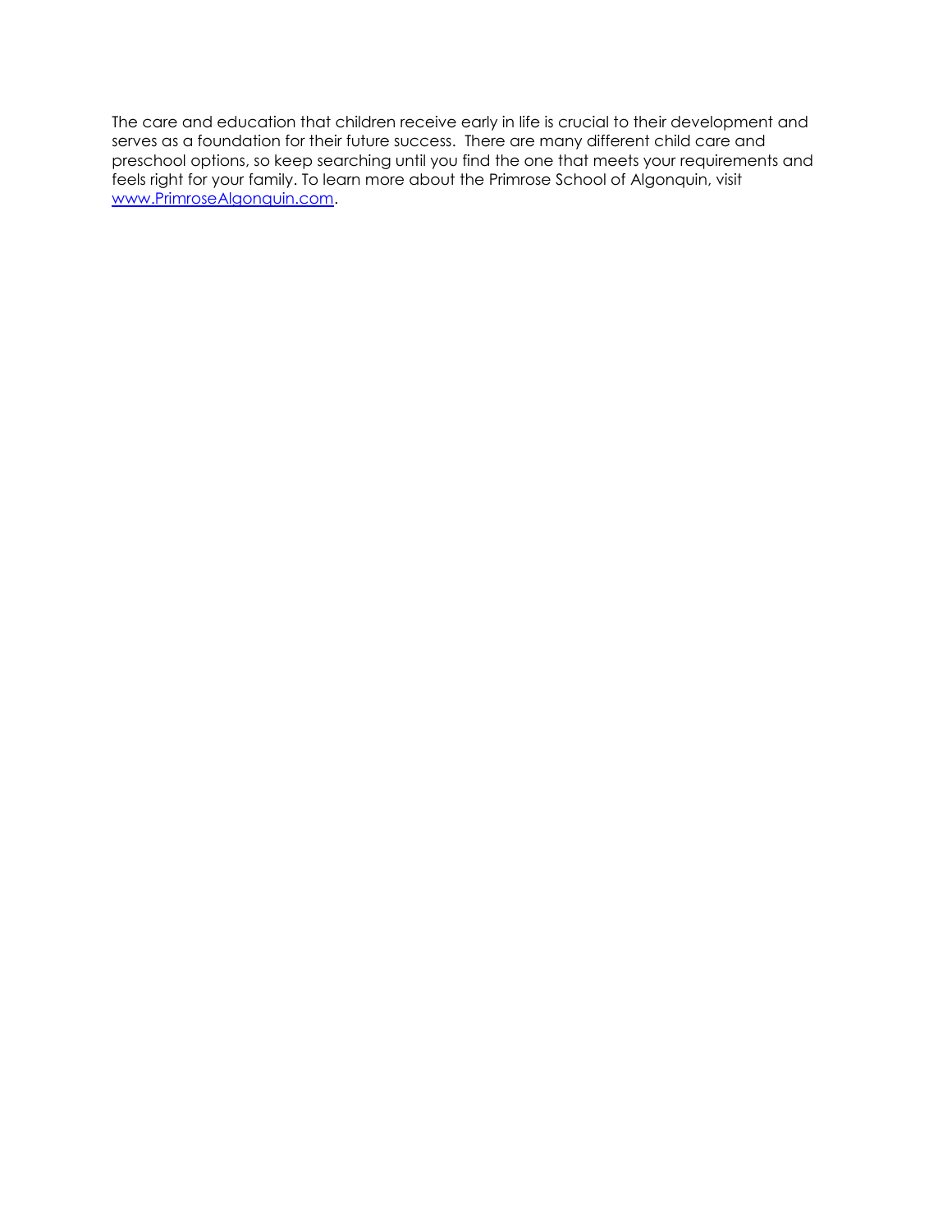The care and education that children receive early in life is crucial to their development and serves as a foundation for their future success. There are many different child care and preschool options, so keep searching until you find the one that meets your requirements and feels right for your family. To learn more about the Primrose School of Algonquin, visit [www.PrimroseAlgonquin.com](http://www.PrimroseAlgonquin.com).